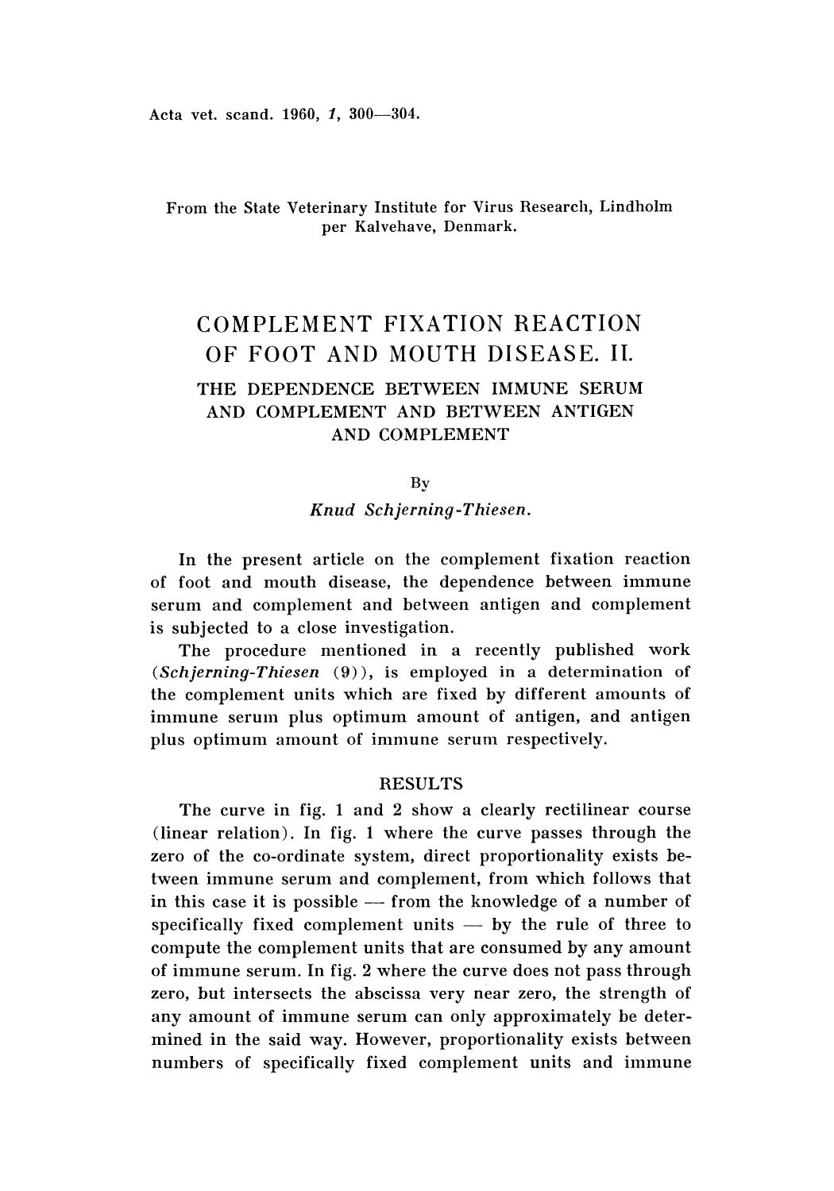From the State Veterinary Institute for Virus Research, Lindholm per Kalvehave, Denmark.

# COMPLEMENT FIXATION REACTION OF FOOT AND MOUTH DISEASE. II.

## THE DEPENDENCE BETWEEN IMMUNE SERUM AND COMPLEMENT AND BETWEEN ANTIGEN AND COMPLEMENT

By

*Knud Schjerning-Thiesen.*

In the present article on the complement fixation reaction of foot and mouth disease, the dependence between immune serum and complement and between antigen and complement is subjected to a close investigation.

The procedure mentioned in a recently published work (*Schjerning-Thiesen* (9)), is employed in a determination of the complement units which are fixed by different amounts of immune serum plus optimum amount of antigen, and antigen plus optimum amount of immune serum respectively.

### RESULTS

The curve in fig. 1 and 2 show a clearly rectilinear course (linear relation). In fig. 1 where the curve passes through the zero of the co-ordinate system, direct proportionality exists between immune serum and complement, from which follows that in this case it is possible — from the knowledge of a number of specifically fixed complement units — by the rule of three to compute the complement units that are consumed by any amount of immune serum. In fig. 2 where the curve does not pass through zero, but intersects the abscissa very near zero, the strength of any amount of immune serum can only approximately be determined in the said way. However, proportionality exists between numbers of specifically fixed complement units and immune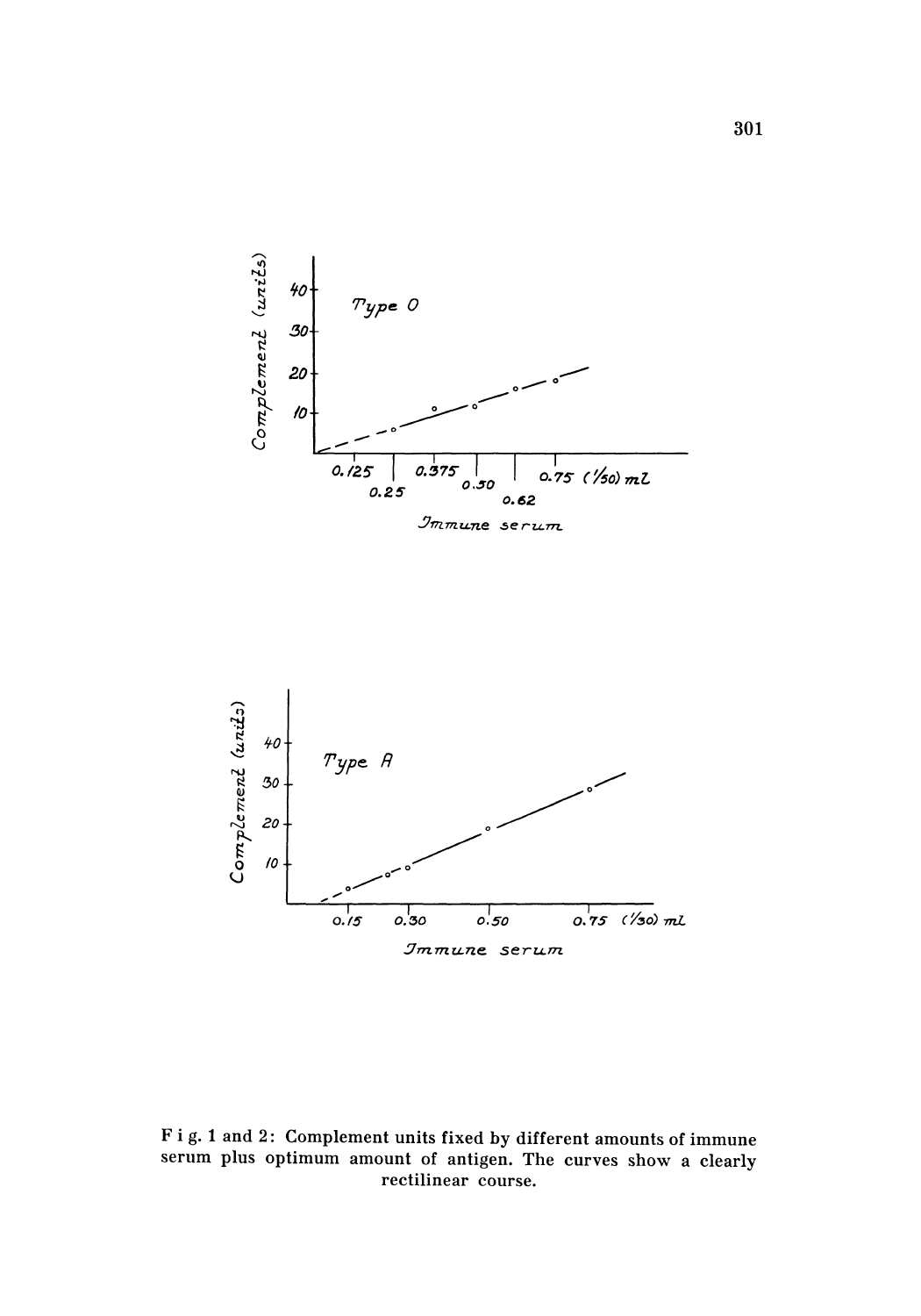F i g. 1 and 2: Complement units fixed by different amounts of immune serum plus optimum amount of antigen. The curves show a clearly rectilinear course.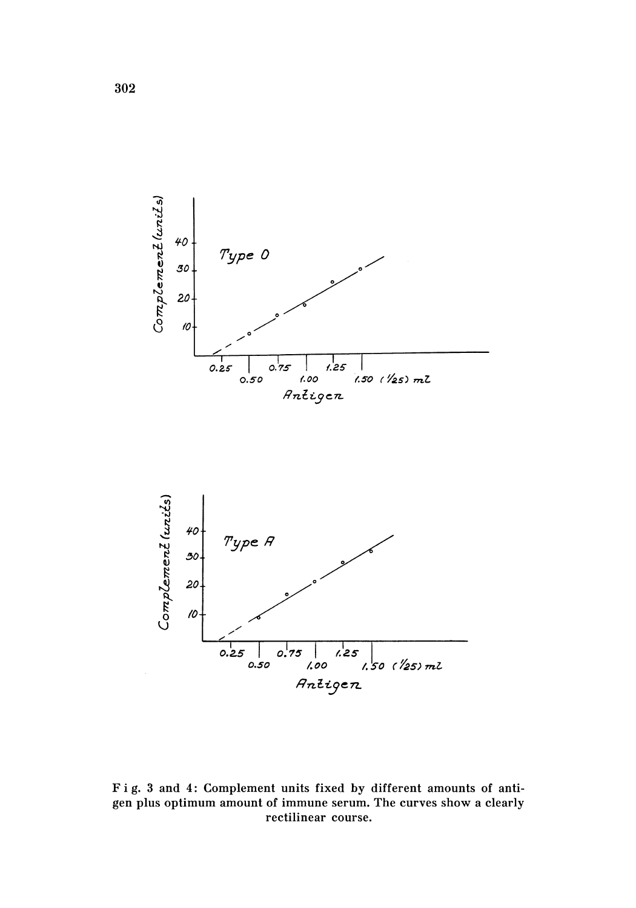F i g. 3 and 4: Complement units fixed by different amounts of antigen plus optimum amount of immune serum. The curves show a clearly rectilinear course.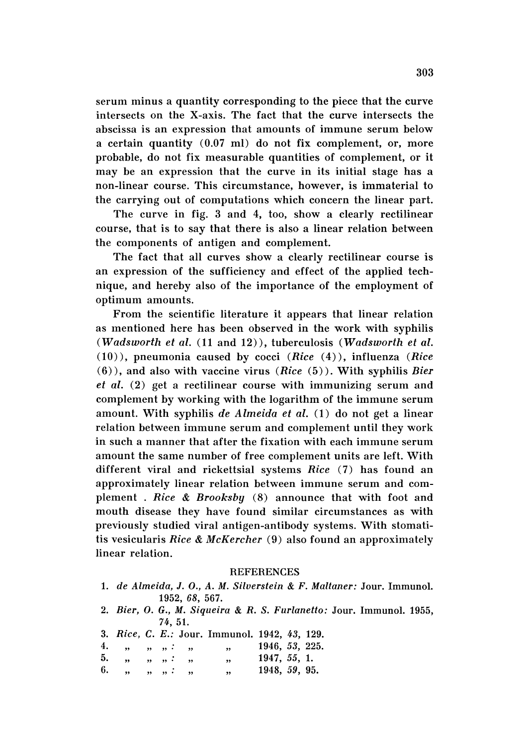serum minus a quantity corresponding to the piece that the curve intersects on the X-axis. The fact that the curve intersects the abscissa is an expression that amounts of immune serum below a certain quantity (0.07 ml) do not fix complement, or, more probable, do not fix measurable quantities of complement, or it may be an expression that the curve in its initial stage has a non-linear course. This circumstance, however, is immaterial to the carrying out of computations which concern the linear part.

The curve in fig. 3 and 4, too, show a clearly rectilinear course, that is to say that there is also a linear relation between the components of antigen and complement.

The fact that all curves show a clearly rectilinear course is an expression of the sufficiency and effect of the applied technique, and hereby also of the importance of the employment of optimum amounts.

From the scientific literature it appears that linear relation as mentioned here has been observed in the work with syphilis (*Wadsworth et al.* (11 and 12)), tuberculosis (*Wadsworth et al.* (10)), pneumonia caused by cocci (*Rice* (4)), influenza (*Rice* (6)), and also with vaccine virus (*Rice* (5)). With syphilis *Bier et al.* (2) get a rectilinear course with immunizing serum and complement by working with the logarithm of the immune serum amount. With syphilis *de Almeida et al.* (1) do not get a linear relation between immune serum and complement until they work in such a manner that after the fixation with each immune serum amount the same number of free complement units are left. With different viral and rickettsial systems *Rice* (7) has found an approximately linear relation between immune serum and complement . *Rice & Brooksby* (8) announce that with foot and mouth disease they have found similar circumstances as with previously studied viral antigen-antibody systems. With stomatitis vesicularis *Rice & McKercher* (9) also found an approximately linear relation.

## REFERENCES

1. *de Almeida, J. O., A. M. Silverstein & F. Maltaner:* Jour. Immunol. 1952, *68*, 567.
2. *Bier, O. G., M. Siqueira & R. S. Furlanetto:* Jour. Immunol. 1955, *74*, 51.
3. *Rice, C. E.:* Jour. Immunol. 1942, *43*, 129.
4. „ „ „ : „ „ 1946, *53*, 225.
5. „ „ „ : „ „ 1947, *55*, 1.
6. „ „ „ : „ „ 1948, *59*, 95.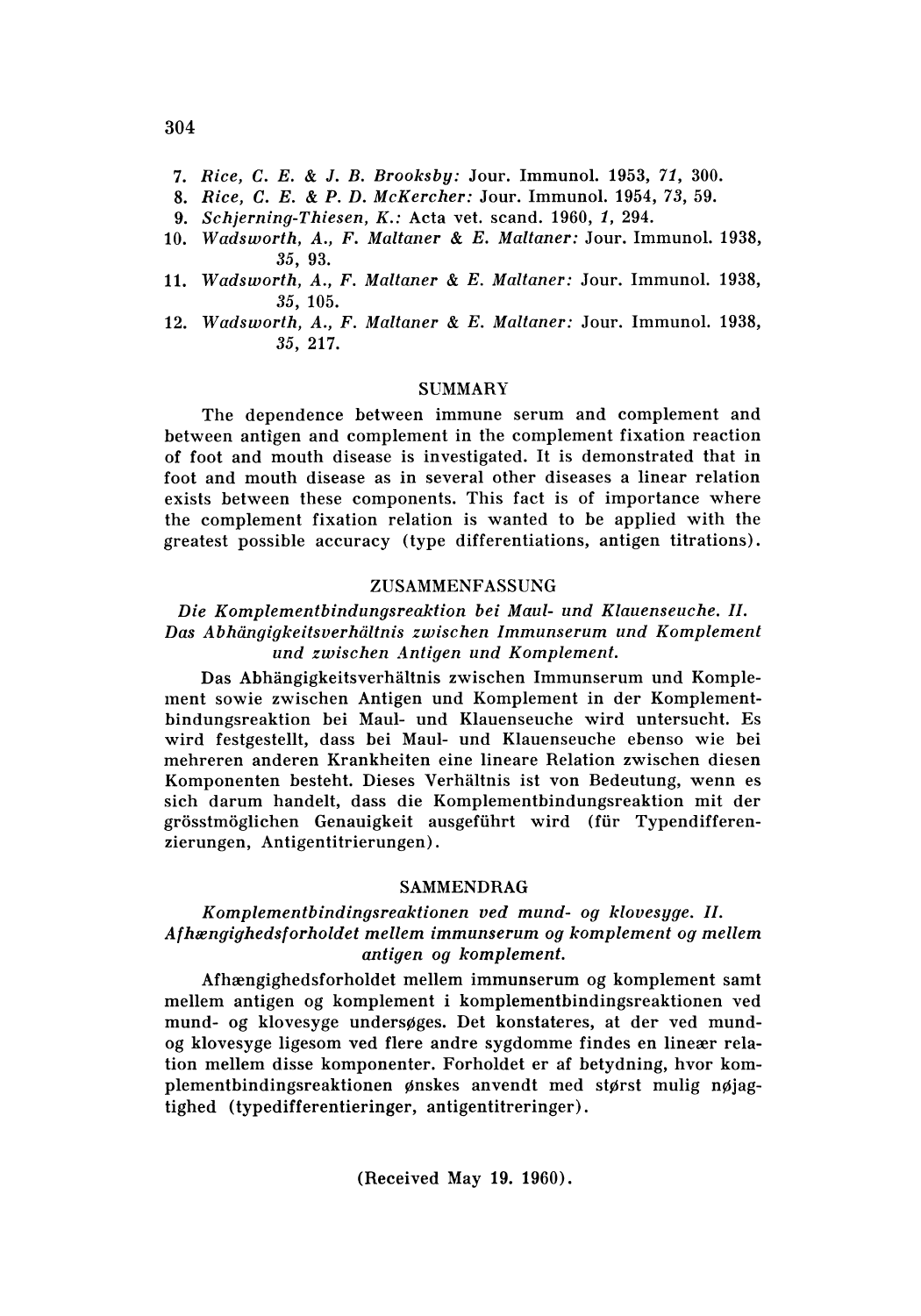7. *Rice, C. E. & J. B. Brooksby:* Jour. Immunol. 1953, *71*, 300.
8. *Rice, C. E. & P. D. McKercher:* Jour. Immunol. 1954, *73*, 59.
9. *Schjerning-Thiesen, K.:* Acta vet. scand. 1960, *1*, 294.
10. *Wadsworth, A., F. Maltaner & E. Maltaner:* Jour. Immunol. 1938, *35*, 93.
11. *Wadsworth, A., F. Maltaner & E. Maltaner:* Jour. Immunol. 1938, *35*, 105.
12. *Wadsworth, A., F. Maltaner & E. Maltaner:* Jour. Immunol. 1938, *35*, 217.

## SUMMARY

The dependence between immune serum and complement and between antigen and complement in the complement fixation reaction of foot and mouth disease is investigated. It is demonstrated that in foot and mouth disease as in several other diseases a linear relation exists between these components. This fact is of importance where the complement fixation relation is wanted to be applied with the greatest possible accuracy (type differentiations, antigen titrations).

## ZUSAMMENFASSUNG

*Die Komplementbindungsreaktion bei Maul- und Klauenseuche. II. Das Abhängigkeitsverhältnis zwischen Immunserum und Komplement und zwischen Antigen und Komplement.*

Das Abhängigkeitsverhältnis zwischen Immunserum und Komplement sowie zwischen Antigen und Komplement in der Komplementbindungsreaktion bei Maul- und Klauenseuche wird untersucht. Es wird festgestellt, dass bei Maul- und Klauenseuche ebenso wie bei mehreren anderen Krankheiten eine lineare Relation zwischen diesen Komponenten besteht. Dieses Verhältnis ist von Bedeutung, wenn es sich darum handelt, dass die Komplementbindungsreaktion mit der grösstmöglichen Genauigkeit ausgeführt wird (für Typendifferenzierungen, Antigentitrierungen).

## SAMMENDRAG

*Komplementbindingsreaktionen ved mund- og klovesyge. II. Afhængighedsforholdet mellem immunserum og komplement og mellem antigen og komplement.*

Afhængighedsforholdet mellem immunserum og komplement samt mellem antigen og komplement i komplementbindingsreaktionen ved mund- og klovesyge undersøges. Det konstateres, at der ved mund- og klovesyge ligesom ved flere andre sygdomme findes en lineær relation mellem disse komponenter. Forholdet er af betydning, hvor komplementbindingsreaktionen ønskes anvendt med størst mulig nøjagtighed (typedifferentieringer, antigentitreringer).

(Received May 19. 1960).